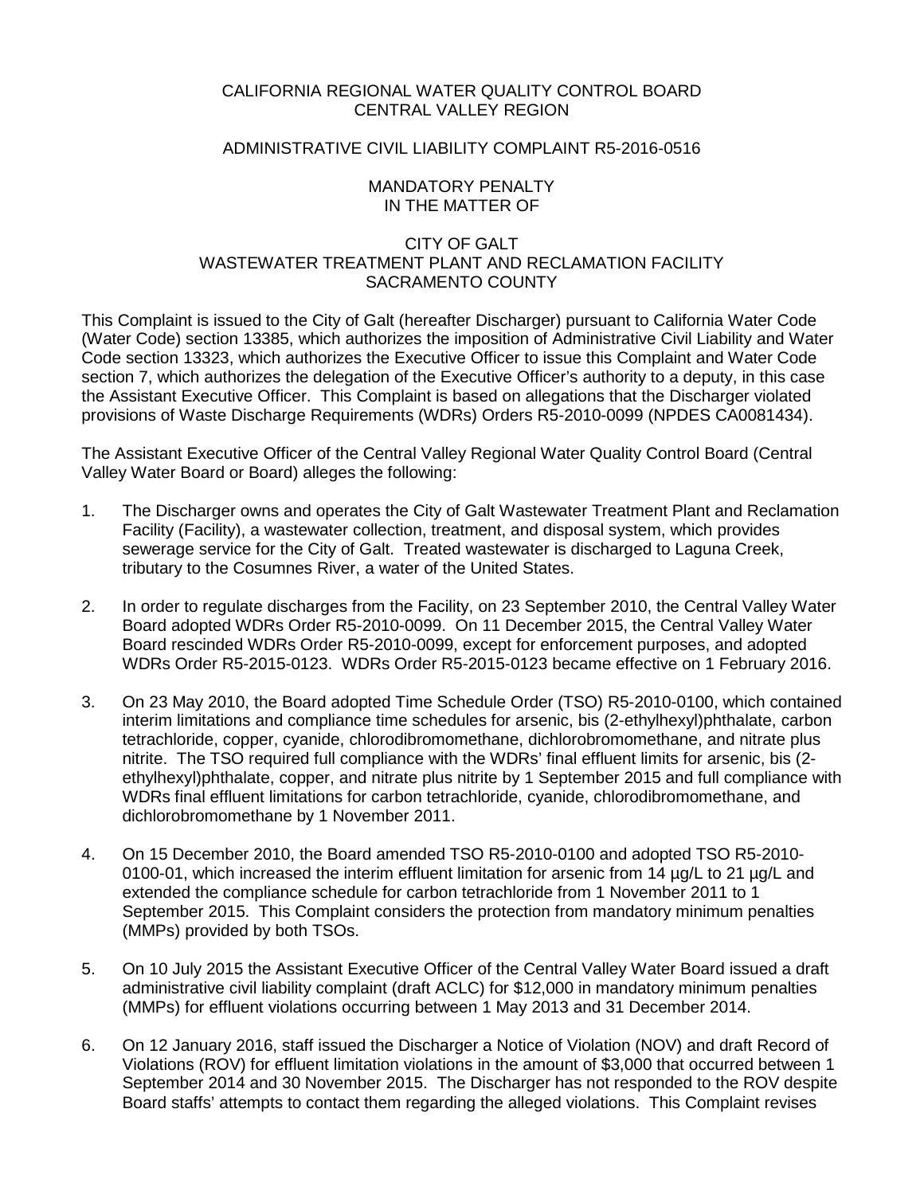CALIFORNIA REGIONAL WATER QUALITY CONTROL BOARD
CENTRAL VALLEY REGION

ADMINISTRATIVE CIVIL LIABILITY COMPLAINT R5-2016-0516

MANDATORY PENALTY
IN THE MATTER OF

CITY OF GALT
WASTEWATER TREATMENT PLANT AND RECLAMATION FACILITY
SACRAMENTO COUNTY

This Complaint is issued to the City of Galt (hereafter Discharger) pursuant to California Water Code (Water Code) section 13385, which authorizes the imposition of Administrative Civil Liability and Water Code section 13323, which authorizes the Executive Officer to issue this Complaint and Water Code section 7, which authorizes the delegation of the Executive Officer's authority to a deputy, in this case the Assistant Executive Officer. This Complaint is based on allegations that the Discharger violated provisions of Waste Discharge Requirements (WDRs) Orders R5-2010-0099 (NPDES CA0081434).

The Assistant Executive Officer of the Central Valley Regional Water Quality Control Board (Central Valley Water Board or Board) alleges the following:

1. The Discharger owns and operates the City of Galt Wastewater Treatment Plant and Reclamation Facility (Facility), a wastewater collection, treatment, and disposal system, which provides sewerage service for the City of Galt. Treated wastewater is discharged to Laguna Creek, tributary to the Cosumnes River, a water of the United States.

2. In order to regulate discharges from the Facility, on 23 September 2010, the Central Valley Water Board adopted WDRs Order R5-2010-0099. On 11 December 2015, the Central Valley Water Board rescinded WDRs Order R5-2010-0099, except for enforcement purposes, and adopted WDRs Order R5-2015-0123. WDRs Order R5-2015-0123 became effective on 1 February 2016.

3. On 23 May 2010, the Board adopted Time Schedule Order (TSO) R5-2010-0100, which contained interim limitations and compliance time schedules for arsenic, bis (2-ethylhexyl)phthalate, carbon tetrachloride, copper, cyanide, chlorodibromomethane, dichlorobromomethane, and nitrate plus nitrite. The TSO required full compliance with the WDRs' final effluent limits for arsenic, bis (2-ethylhexyl)phthalate, copper, and nitrate plus nitrite by 1 September 2015 and full compliance with WDRs final effluent limitations for carbon tetrachloride, cyanide, chlorodibromomethane, and dichlorobromomethane by 1 November 2011.

4. On 15 December 2010, the Board amended TSO R5-2010-0100 and adopted TSO R5-2010-0100-01, which increased the interim effluent limitation for arsenic from 14 µg/L to 21 µg/L and extended the compliance schedule for carbon tetrachloride from 1 November 2011 to 1 September 2015. This Complaint considers the protection from mandatory minimum penalties (MMPs) provided by both TSOs.

5. On 10 July 2015 the Assistant Executive Officer of the Central Valley Water Board issued a draft administrative civil liability complaint (draft ACLC) for $12,000 in mandatory minimum penalties (MMPs) for effluent violations occurring between 1 May 2013 and 31 December 2014.

6. On 12 January 2016, staff issued the Discharger a Notice of Violation (NOV) and draft Record of Violations (ROV) for effluent limitation violations in the amount of $3,000 that occurred between 1 September 2014 and 30 November 2015. The Discharger has not responded to the ROV despite Board staffs' attempts to contact them regarding the alleged violations. This Complaint revises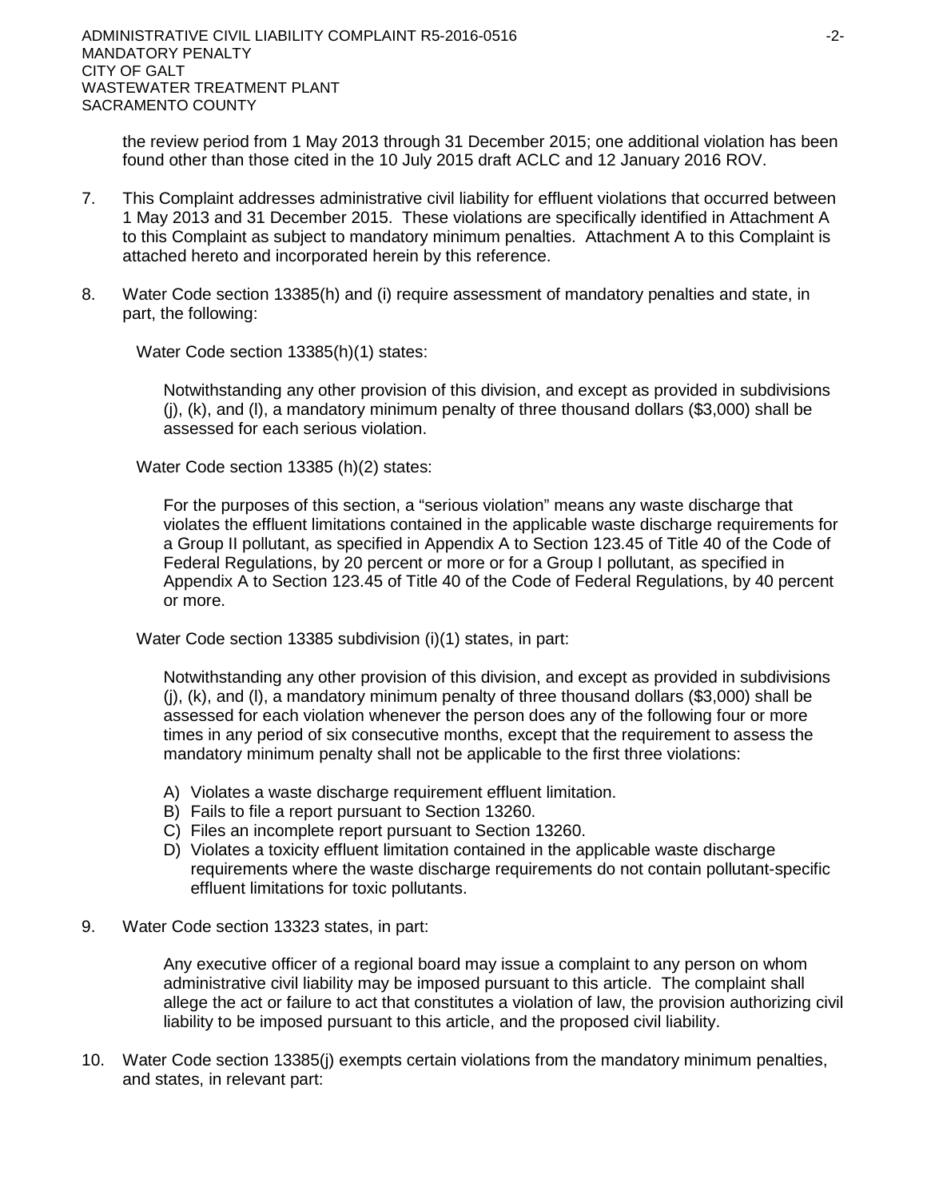the review period from 1 May 2013 through 31 December 2015; one additional violation has been found other than those cited in the 10 July 2015 draft ACLC and 12 January 2016 ROV.

7. This Complaint addresses administrative civil liability for effluent violations that occurred between 1 May 2013 and 31 December 2015. These violations are specifically identified in Attachment A to this Complaint as subject to mandatory minimum penalties. Attachment A to this Complaint is attached hereto and incorporated herein by this reference.

8. Water Code section 13385(h) and (i) require assessment of mandatory penalties and state, in part, the following:

   Water Code section 13385(h)(1) states:

   > Notwithstanding any other provision of this division, and except as provided in subdivisions (j), (k), and (l), a mandatory minimum penalty of three thousand dollars ($3,000) shall be assessed for each serious violation.

   Water Code section 13385 (h)(2) states:

   > For the purposes of this section, a "serious violation" means any waste discharge that violates the effluent limitations contained in the applicable waste discharge requirements for a Group II pollutant, as specified in Appendix A to Section 123.45 of Title 40 of the Code of Federal Regulations, by 20 percent or more or for a Group I pollutant, as specified in Appendix A to Section 123.45 of Title 40 of the Code of Federal Regulations, by 40 percent or more.

   Water Code section 13385 subdivision (i)(1) states, in part:

   > Notwithstanding any other provision of this division, and except as provided in subdivisions (j), (k), and (l), a mandatory minimum penalty of three thousand dollars ($3,000) shall be assessed for each violation whenever the person does any of the following four or more times in any period of six consecutive months, except that the requirement to assess the mandatory minimum penalty shall not be applicable to the first three violations:
   >
   > A) Violates a waste discharge requirement effluent limitation.
   > B) Fails to file a report pursuant to Section 13260.
   > C) Files an incomplete report pursuant to Section 13260.
   > D) Violates a toxicity effluent limitation contained in the applicable waste discharge requirements where the waste discharge requirements do not contain pollutant-specific effluent limitations for toxic pollutants.

9. Water Code section 13323 states, in part:

   > Any executive officer of a regional board may issue a complaint to any person on whom administrative civil liability may be imposed pursuant to this article. The complaint shall allege the act or failure to act that constitutes a violation of law, the provision authorizing civil liability to be imposed pursuant to this article, and the proposed civil liability.

10. Water Code section 13385(j) exempts certain violations from the mandatory minimum penalties, and states, in relevant part: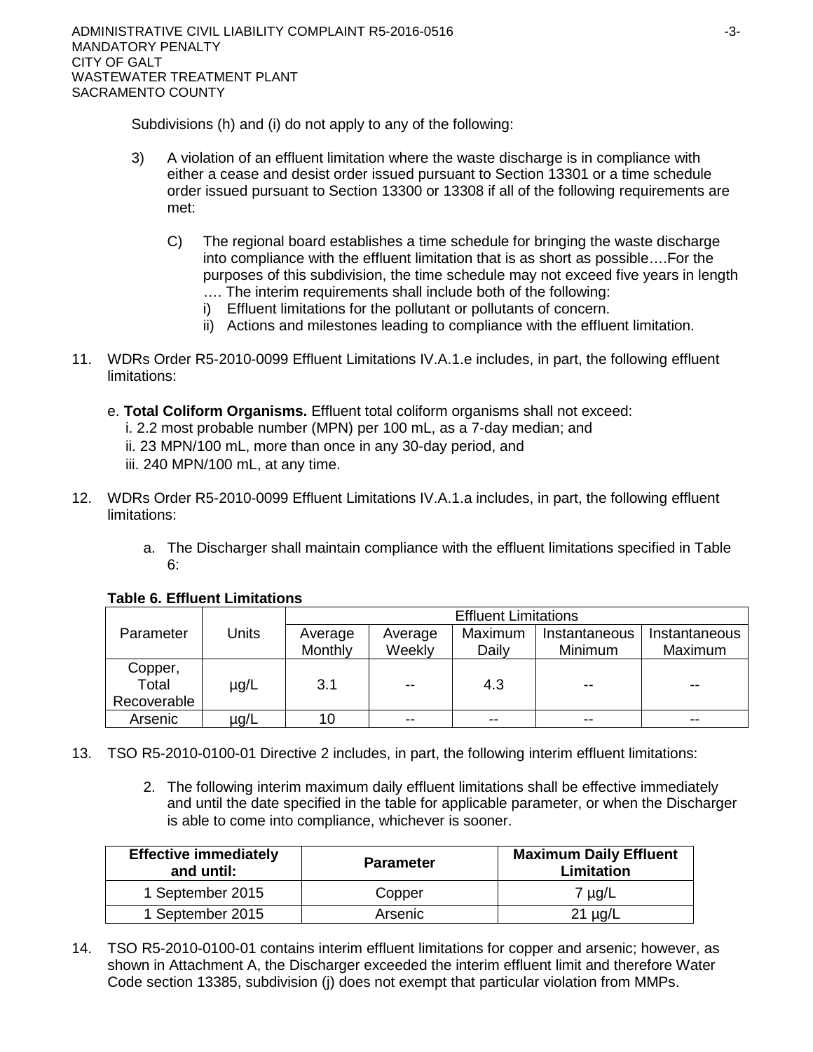Subdivisions (h) and (i) do not apply to any of the following:

3) A violation of an effluent limitation where the waste discharge is in compliance with either a cease and desist order issued pursuant to Section 13301 or a time schedule order issued pursuant to Section 13300 or 13308 if all of the following requirements are met:

   C) The regional board establishes a time schedule for bringing the waste discharge into compliance with the effluent limitation that is as short as possible….For the purposes of this subdivision, the time schedule may not exceed five years in length …. The interim requirements shall include both of the following:
      i) Effluent limitations for the pollutant or pollutants of concern.
      ii) Actions and milestones leading to compliance with the effluent limitation.

11. WDRs Order R5-2010-0099 Effluent Limitations IV.A.1.e includes, in part, the following effluent limitations:

    e. **Total Coliform Organisms.** Effluent total coliform organisms shall not exceed:
       i. 2.2 most probable number (MPN) per 100 mL, as a 7-day median; and
       ii. 23 MPN/100 mL, more than once in any 30-day period, and
       iii. 240 MPN/100 mL, at any time.

12. WDRs Order R5-2010-0099 Effluent Limitations IV.A.1.a includes, in part, the following effluent limitations:

    a. The Discharger shall maintain compliance with the effluent limitations specified in Table 6:

**Table 6. Effluent Limitations**

| Parameter | Units | Effluent Limitations | | | | |
|---|---|---|---|---|---|---|
| | | Average Monthly | Average Weekly | Maximum Daily | Instantaneous Minimum | Instantaneous Maximum |
| Copper, Total Recoverable | µg/L | 3.1 | -- | 4.3 | -- | -- |
| Arsenic | µg/L | 10 | -- | -- | -- | -- |

13. TSO R5-2010-0100-01 Directive 2 includes, in part, the following interim effluent limitations:

    2. The following interim maximum daily effluent limitations shall be effective immediately and until the date specified in the table for applicable parameter, or when the Discharger is able to come into compliance, whichever is sooner.

| Effective immediately and until: | Parameter | Maximum Daily Effluent Limitation |
|---|---|---|
| 1 September 2015 | Copper | 7 µg/L |
| 1 September 2015 | Arsenic | 21 µg/L |

14. TSO R5-2010-0100-01 contains interim effluent limitations for copper and arsenic; however, as shown in Attachment A, the Discharger exceeded the interim effluent limit and therefore Water Code section 13385, subdivision (j) does not exempt that particular violation from MMPs.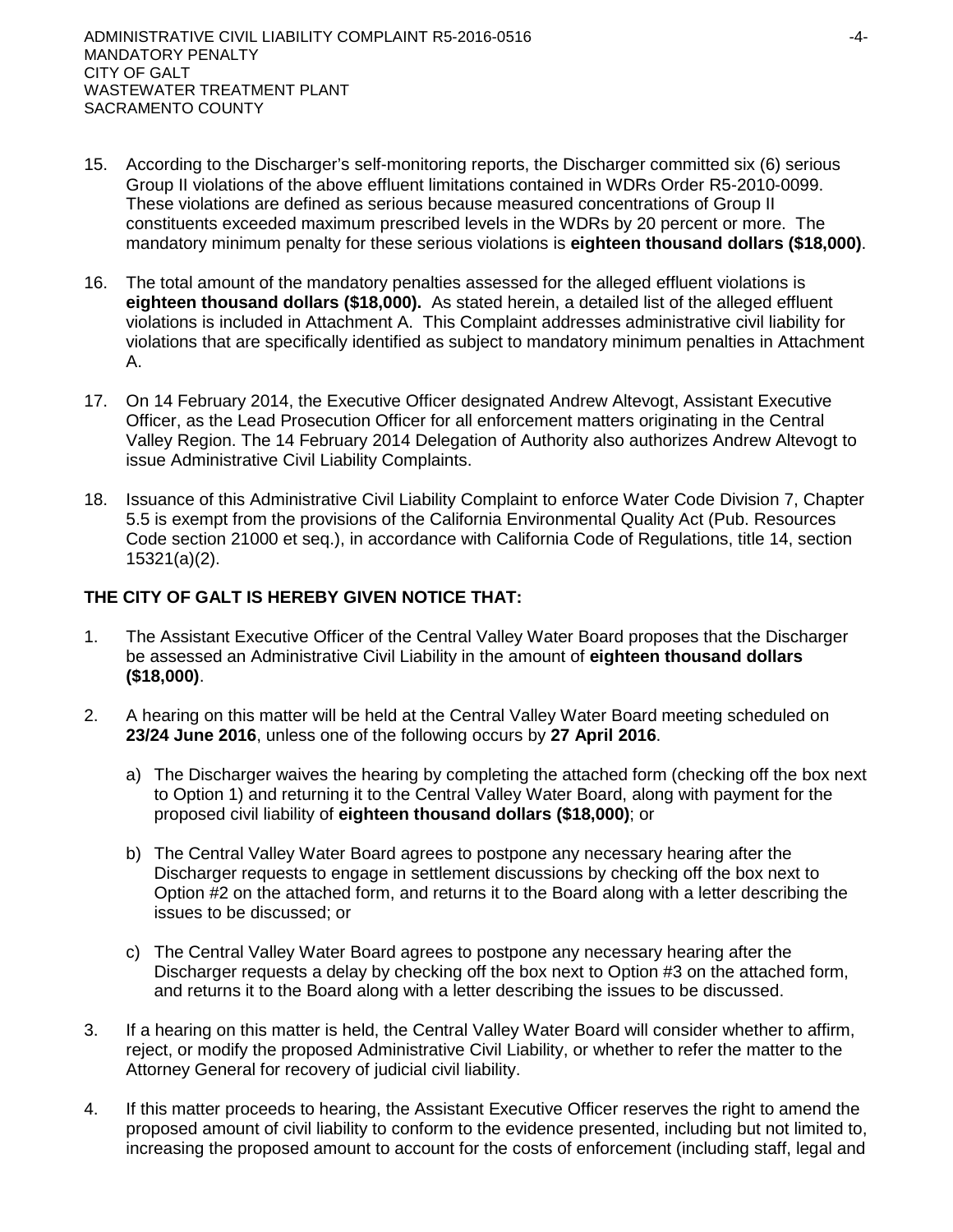15. According to the Discharger's self-monitoring reports, the Discharger committed six (6) serious Group II violations of the above effluent limitations contained in WDRs Order R5-2010-0099. These violations are defined as serious because measured concentrations of Group II constituents exceeded maximum prescribed levels in the WDRs by 20 percent or more. The mandatory minimum penalty for these serious violations is **eighteen thousand dollars ($18,000)**.

16. The total amount of the mandatory penalties assessed for the alleged effluent violations is **eighteen thousand dollars ($18,000).** As stated herein, a detailed list of the alleged effluent violations is included in Attachment A. This Complaint addresses administrative civil liability for violations that are specifically identified as subject to mandatory minimum penalties in Attachment A.

17. On 14 February 2014, the Executive Officer designated Andrew Altevogt, Assistant Executive Officer, as the Lead Prosecution Officer for all enforcement matters originating in the Central Valley Region. The 14 February 2014 Delegation of Authority also authorizes Andrew Altevogt to issue Administrative Civil Liability Complaints.

18. Issuance of this Administrative Civil Liability Complaint to enforce Water Code Division 7, Chapter 5.5 is exempt from the provisions of the California Environmental Quality Act (Pub. Resources Code section 21000 et seq.), in accordance with California Code of Regulations, title 14, section 15321(a)(2).

**THE CITY OF GALT IS HEREBY GIVEN NOTICE THAT:**

1. The Assistant Executive Officer of the Central Valley Water Board proposes that the Discharger be assessed an Administrative Civil Liability in the amount of **eighteen thousand dollars ($18,000)**.

2. A hearing on this matter will be held at the Central Valley Water Board meeting scheduled on **23/24 June 2016**, unless one of the following occurs by **27 April 2016**.

   a) The Discharger waives the hearing by completing the attached form (checking off the box next to Option 1) and returning it to the Central Valley Water Board, along with payment for the proposed civil liability of **eighteen thousand dollars ($18,000)**; or

   b) The Central Valley Water Board agrees to postpone any necessary hearing after the Discharger requests to engage in settlement discussions by checking off the box next to Option #2 on the attached form, and returns it to the Board along with a letter describing the issues to be discussed; or

   c) The Central Valley Water Board agrees to postpone any necessary hearing after the Discharger requests a delay by checking off the box next to Option #3 on the attached form, and returns it to the Board along with a letter describing the issues to be discussed.

3. If a hearing on this matter is held, the Central Valley Water Board will consider whether to affirm, reject, or modify the proposed Administrative Civil Liability, or whether to refer the matter to the Attorney General for recovery of judicial civil liability.

4. If this matter proceeds to hearing, the Assistant Executive Officer reserves the right to amend the proposed amount of civil liability to conform to the evidence presented, including but not limited to, increasing the proposed amount to account for the costs of enforcement (including staff, legal and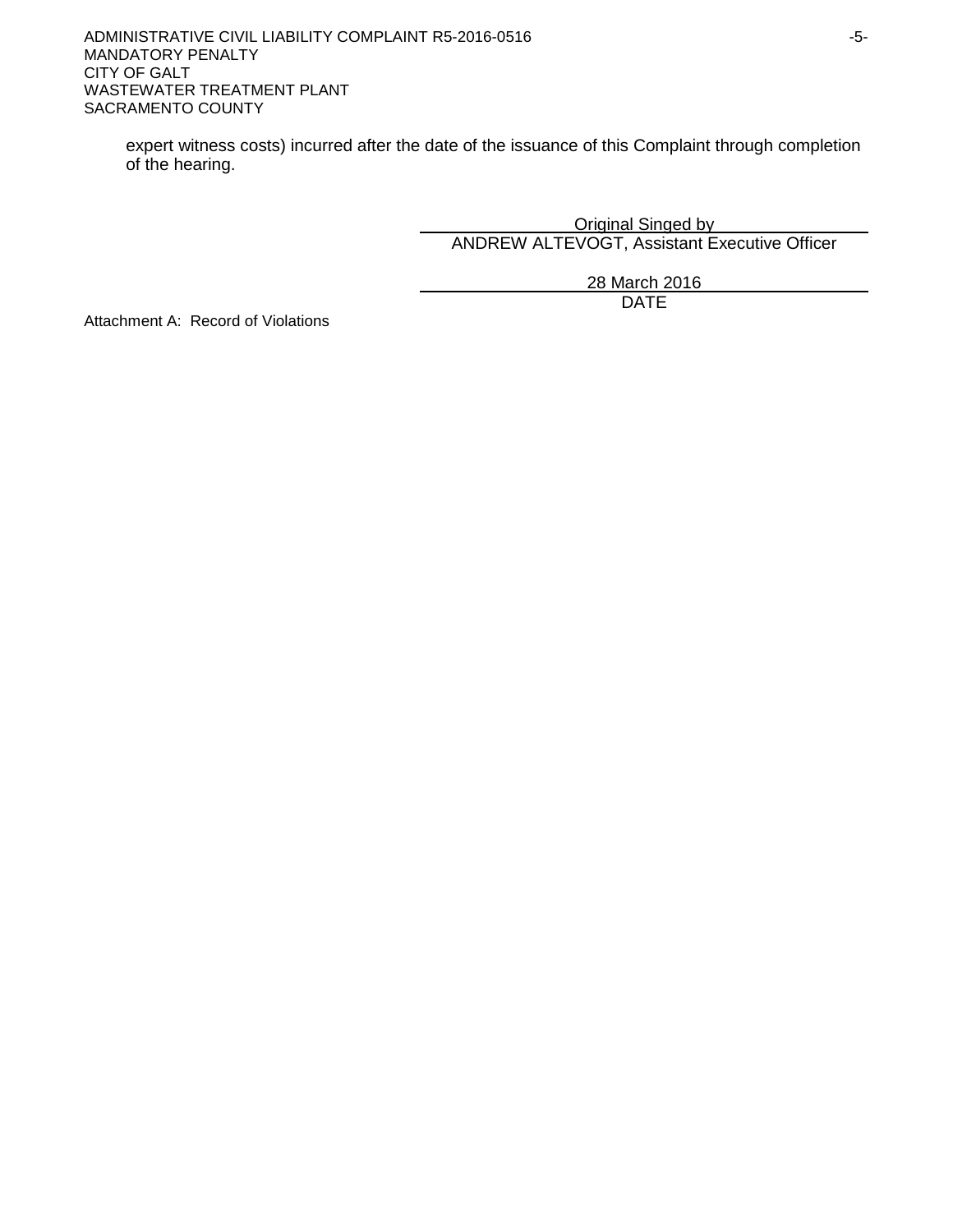expert witness costs) incurred after the date of the issuance of this Complaint through completion of the hearing.

Original Singed by
ANDREW ALTEVOGT, Assistant Executive Officer

28 March 2016
DATE

Attachment A: Record of Violations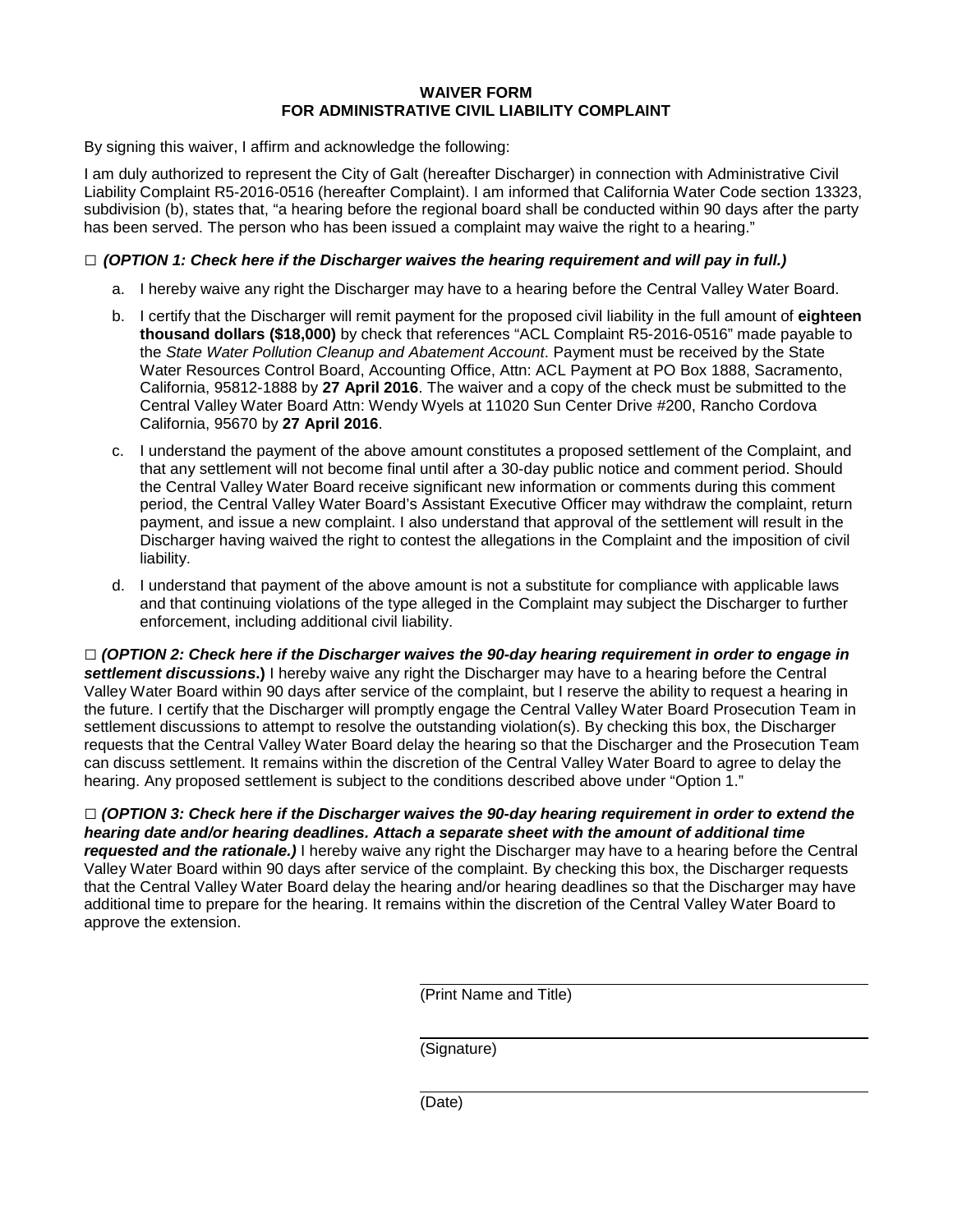**WAIVER FORM**
**FOR ADMINISTRATIVE CIVIL LIABILITY COMPLAINT**

By signing this waiver, I affirm and acknowledge the following:

I am duly authorized to represent the City of Galt (hereafter Discharger) in connection with Administrative Civil Liability Complaint R5-2016-0516 (hereafter Complaint). I am informed that California Water Code section 13323, subdivision (b), states that, "a hearing before the regional board shall be conducted within 90 days after the party has been served. The person who has been issued a complaint may waive the right to a hearing."

□ ***(OPTION 1: Check here if the Discharger waives the hearing requirement and will pay in full.)***

a. I hereby waive any right the Discharger may have to a hearing before the Central Valley Water Board.

b. I certify that the Discharger will remit payment for the proposed civil liability in the full amount of **eighteen thousand dollars ($18,000)** by check that references "ACL Complaint R5-2016-0516" made payable to the *State Water Pollution Cleanup and Abatement Account*. Payment must be received by the State Water Resources Control Board, Accounting Office, Attn: ACL Payment at PO Box 1888, Sacramento, California, 95812-1888 by **27 April 2016**. The waiver and a copy of the check must be submitted to the Central Valley Water Board Attn: Wendy Wyels at 11020 Sun Center Drive #200, Rancho Cordova California, 95670 by **27 April 2016**.

c. I understand the payment of the above amount constitutes a proposed settlement of the Complaint, and that any settlement will not become final until after a 30-day public notice and comment period. Should the Central Valley Water Board receive significant new information or comments during this comment period, the Central Valley Water Board's Assistant Executive Officer may withdraw the complaint, return payment, and issue a new complaint. I also understand that approval of the settlement will result in the Discharger having waived the right to contest the allegations in the Complaint and the imposition of civil liability.

d. I understand that payment of the above amount is not a substitute for compliance with applicable laws and that continuing violations of the type alleged in the Complaint may subject the Discharger to further enforcement, including additional civil liability.

□ ***(OPTION 2: Check here if the Discharger waives the 90-day hearing requirement in order to engage in settlement discussions*.)** I hereby waive any right the Discharger may have to a hearing before the Central Valley Water Board within 90 days after service of the complaint, but I reserve the ability to request a hearing in the future. I certify that the Discharger will promptly engage the Central Valley Water Board Prosecution Team in settlement discussions to attempt to resolve the outstanding violation(s). By checking this box, the Discharger requests that the Central Valley Water Board delay the hearing so that the Discharger and the Prosecution Team can discuss settlement. It remains within the discretion of the Central Valley Water Board to agree to delay the hearing. Any proposed settlement is subject to the conditions described above under "Option 1."

□ ***(OPTION 3: Check here if the Discharger waives the 90-day hearing requirement in order to extend the hearing date and/or hearing deadlines. Attach a separate sheet with the amount of additional time requested and the rationale.)*** I hereby waive any right the Discharger may have to a hearing before the Central Valley Water Board within 90 days after service of the complaint. By checking this box, the Discharger requests that the Central Valley Water Board delay the hearing and/or hearing deadlines so that the Discharger may have additional time to prepare for the hearing. It remains within the discretion of the Central Valley Water Board to approve the extension.

_______________________________
(Print Name and Title)

_______________________________
(Signature)

_______________________________
(Date)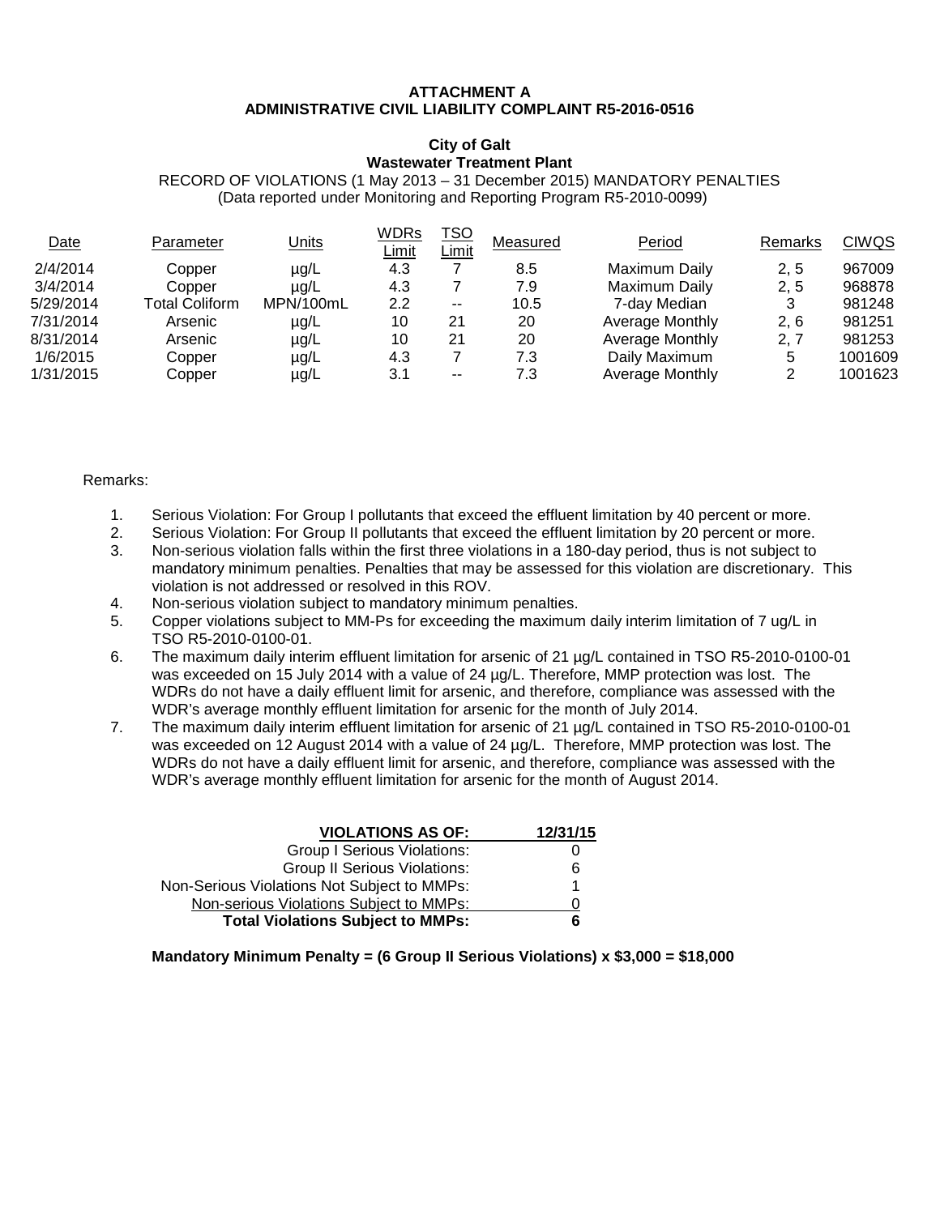**ATTACHMENT A**
**ADMINISTRATIVE CIVIL LIABILITY COMPLAINT R5-2016-0516**

**City of Galt**
**Wastewater Treatment Plant**
RECORD OF VIOLATIONS (1 May 2013 – 31 December 2015) MANDATORY PENALTIES
(Data reported under Monitoring and Reporting Program R5-2010-0099)

| Date | Parameter | Units | WDRs Limit | TSO Limit | Measured | Period | Remarks | CIWQS |
|---|---|---|---|---|---|---|---|---|
| 2/4/2014 | Copper | µg/L | 4.3 | 7 | 8.5 | Maximum Daily | 2, 5 | 967009 |
| 3/4/2014 | Copper | µg/L | 4.3 | 7 | 7.9 | Maximum Daily | 2, 5 | 968878 |
| 5/29/2014 | Total Coliform | MPN/100mL | 2.2 | -- | 10.5 | 7-day Median | 3 | 981248 |
| 7/31/2014 | Arsenic | µg/L | 10 | 21 | 20 | Average Monthly | 2, 6 | 981251 |
| 8/31/2014 | Arsenic | µg/L | 10 | 21 | 20 | Average Monthly | 2, 7 | 981253 |
| 1/6/2015 | Copper | µg/L | 4.3 | 7 | 7.3 | Daily Maximum | 5 | 1001609 |
| 1/31/2015 | Copper | µg/L | 3.1 | -- | 7.3 | Average Monthly | 2 | 1001623 |

Remarks:

1. Serious Violation: For Group I pollutants that exceed the effluent limitation by 40 percent or more.
2. Serious Violation: For Group II pollutants that exceed the effluent limitation by 20 percent or more.
3. Non-serious violation falls within the first three violations in a 180-day period, thus is not subject to mandatory minimum penalties. Penalties that may be assessed for this violation are discretionary. This violation is not addressed or resolved in this ROV.
4. Non-serious violation subject to mandatory minimum penalties.
5. Copper violations subject to MM-Ps for exceeding the maximum daily interim limitation of 7 ug/L in TSO R5-2010-0100-01.
6. The maximum daily interim effluent limitation for arsenic of 21 µg/L contained in TSO R5-2010-0100-01 was exceeded on 15 July 2014 with a value of 24 µg/L. Therefore, MMP protection was lost. The WDRs do not have a daily effluent limit for arsenic, and therefore, compliance was assessed with the WDR's average monthly effluent limitation for arsenic for the month of July 2014.
7. The maximum daily interim effluent limitation for arsenic of 21 µg/L contained in TSO R5-2010-0100-01 was exceeded on 12 August 2014 with a value of 24 µg/L. Therefore, MMP protection was lost. The WDRs do not have a daily effluent limit for arsenic, and therefore, compliance was assessed with the WDR's average monthly effluent limitation for arsenic for the month of August 2014.

| **VIOLATIONS AS OF:** | **12/31/15** |
|---|---|
| Group I Serious Violations: | 0 |
| Group II Serious Violations: | 6 |
| Non-Serious Violations Not Subject to MMPs: | 1 |
| Non-serious Violations Subject to MMPs: | 0 |
| **Total Violations Subject to MMPs:** | **6** |

**Mandatory Minimum Penalty = (6 Group II Serious Violations) x $3,000 = $18,000**